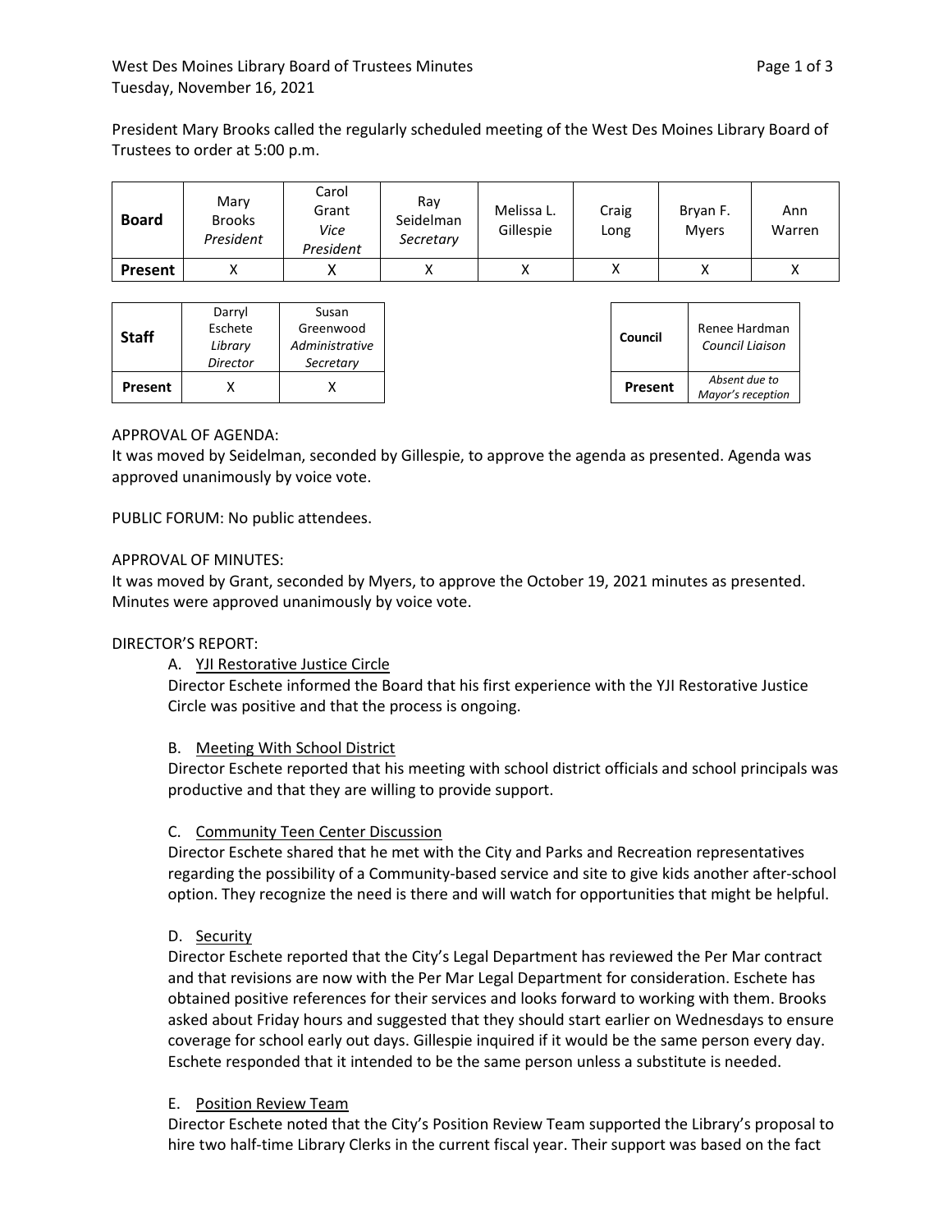West Des Moines Library Board of Trustees Minutes
Tuesday, November 16, 2021

President Mary Brooks called the regularly scheduled meeting of the West Des Moines Library Board of Trustees to order at 5:00 p.m.

| **Board** | Mary Brooks *President* | Carol Grant *Vice President* | Ray Seidelman *Secretary* | Melissa L. Gillespie | Craig Long | Bryan F. Myers | Ann Warren |
|---|---|---|---|---|---|---|---|
| **Present** | X | X | X | X | X | X | X |

| **Staff** | Darryl Eschete *Library Director* | Susan Greenwood *Administrative Secretary* |
|---|---|---|
| **Present** | X | X |

| **Council** | Renee Hardman *Council Liaison* |
|---|---|
| **Present** | *Absent due to Mayor's reception* |

APPROVAL OF AGENDA:
It was moved by Seidelman, seconded by Gillespie, to approve the agenda as presented. Agenda was approved unanimously by voice vote.

PUBLIC FORUM: No public attendees.

APPROVAL OF MINUTES:
It was moved by Grant, seconded by Myers, to approve the October 19, 2021 minutes as presented. Minutes were approved unanimously by voice vote.

DIRECTOR'S REPORT:

A. <u>YJI Restorative Justice Circle</u>
Director Eschete informed the Board that his first experience with the YJI Restorative Justice Circle was positive and that the process is ongoing.

B. <u>Meeting With School District</u>
Director Eschete reported that his meeting with school district officials and school principals was productive and that they are willing to provide support.

C. <u>Community Teen Center Discussion</u>
Director Eschete shared that he met with the City and Parks and Recreation representatives regarding the possibility of a Community-based service and site to give kids another after-school option. They recognize the need is there and will watch for opportunities that might be helpful.

D. <u>Security</u>
Director Eschete reported that the City's Legal Department has reviewed the Per Mar contract and that revisions are now with the Per Mar Legal Department for consideration. Eschete has obtained positive references for their services and looks forward to working with them. Brooks asked about Friday hours and suggested that they should start earlier on Wednesdays to ensure coverage for school early out days. Gillespie inquired if it would be the same person every day. Eschete responded that it intended to be the same person unless a substitute is needed.

E. <u>Position Review Team</u>
Director Eschete noted that the City's Position Review Team supported the Library's proposal to hire two half-time Library Clerks in the current fiscal year. Their support was based on the fact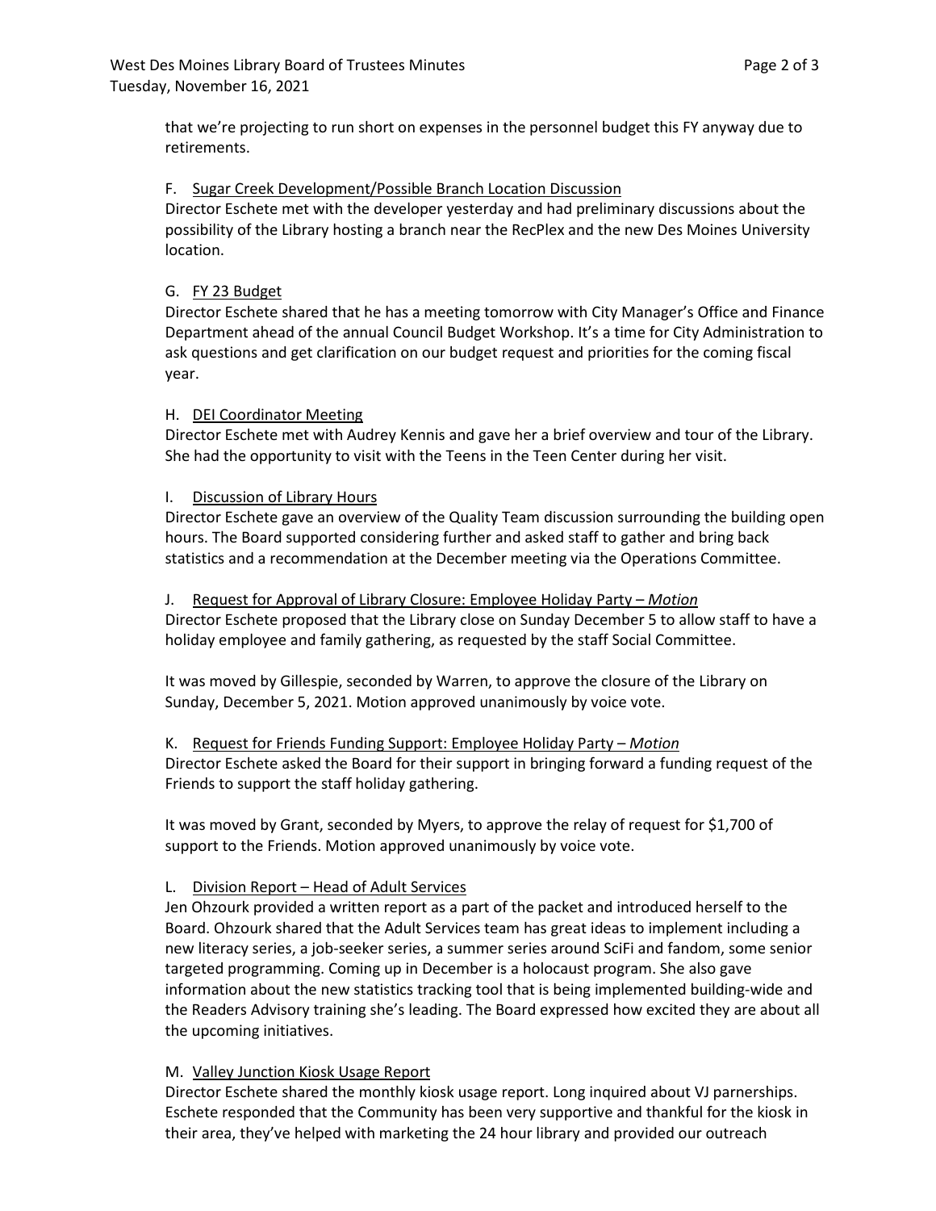that we're projecting to run short on expenses in the personnel budget this FY anyway due to retirements.

F. Sugar Creek Development/Possible Branch Location Discussion

Director Eschete met with the developer yesterday and had preliminary discussions about the possibility of the Library hosting a branch near the RecPlex and the new Des Moines University location.

G. FY 23 Budget

Director Eschete shared that he has a meeting tomorrow with City Manager's Office and Finance Department ahead of the annual Council Budget Workshop. It's a time for City Administration to ask questions and get clarification on our budget request and priorities for the coming fiscal year.

H. DEI Coordinator Meeting

Director Eschete met with Audrey Kennis and gave her a brief overview and tour of the Library. She had the opportunity to visit with the Teens in the Teen Center during her visit.

I. Discussion of Library Hours

Director Eschete gave an overview of the Quality Team discussion surrounding the building open hours. The Board supported considering further and asked staff to gather and bring back statistics and a recommendation at the December meeting via the Operations Committee.

J. Request for Approval of Library Closure: Employee Holiday Party – *Motion*

Director Eschete proposed that the Library close on Sunday December 5 to allow staff to have a holiday employee and family gathering, as requested by the staff Social Committee.

It was moved by Gillespie, seconded by Warren, to approve the closure of the Library on Sunday, December 5, 2021. Motion approved unanimously by voice vote.

K. Request for Friends Funding Support: Employee Holiday Party – *Motion*

Director Eschete asked the Board for their support in bringing forward a funding request of the Friends to support the staff holiday gathering.

It was moved by Grant, seconded by Myers, to approve the relay of request for $1,700 of support to the Friends. Motion approved unanimously by voice vote.

L. Division Report – Head of Adult Services

Jen Ohzourk provided a written report as a part of the packet and introduced herself to the Board. Ohzourk shared that the Adult Services team has great ideas to implement including a new literacy series, a job-seeker series, a summer series around SciFi and fandom, some senior targeted programming. Coming up in December is a holocaust program. She also gave information about the new statistics tracking tool that is being implemented building-wide and the Readers Advisory training she's leading. The Board expressed how excited they are about all the upcoming initiatives.

M. Valley Junction Kiosk Usage Report

Director Eschete shared the monthly kiosk usage report. Long inquired about VJ parnerships. Eschete responded that the Community has been very supportive and thankful for the kiosk in their area, they've helped with marketing the 24 hour library and provided our outreach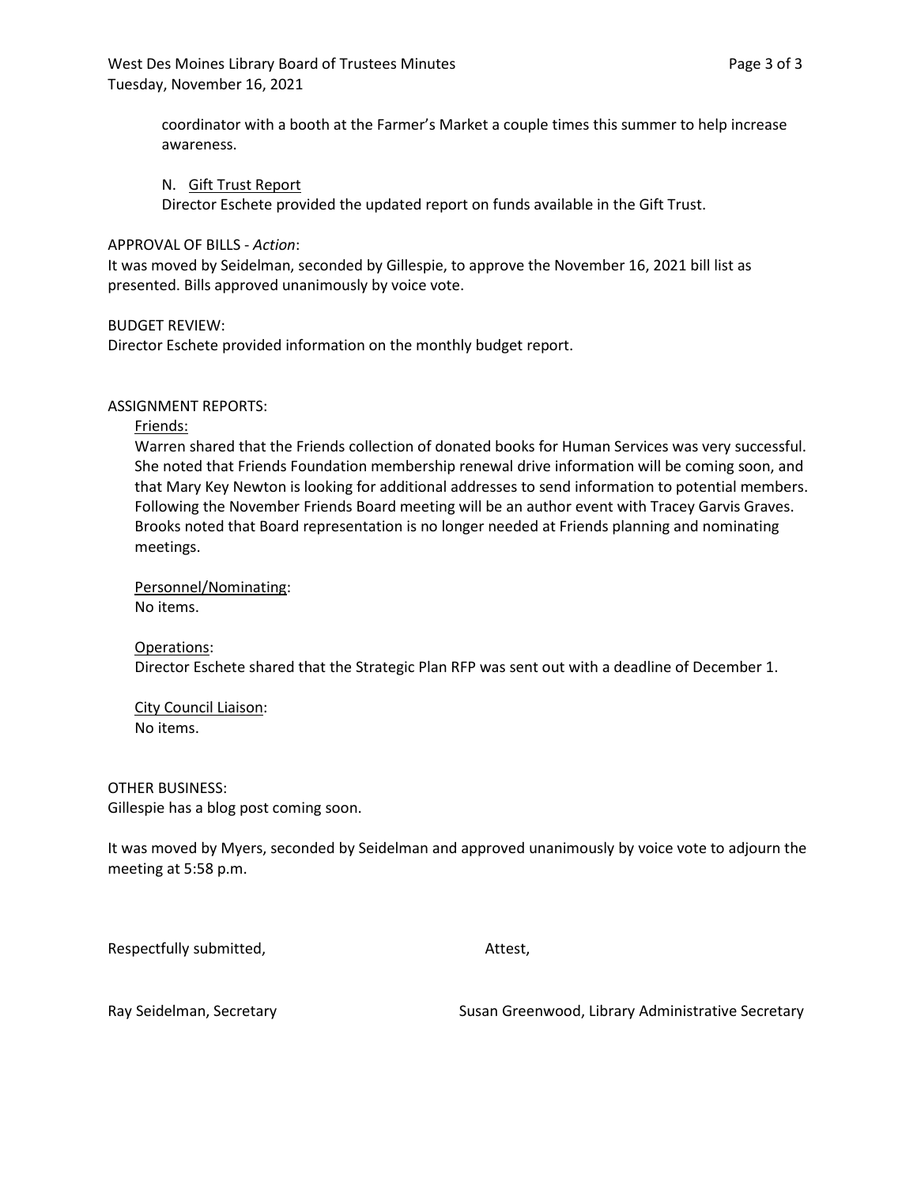coordinator with a booth at the Farmer's Market a couple times this summer to help increase awareness.

N. Gift Trust Report
Director Eschete provided the updated report on funds available in the Gift Trust.

APPROVAL OF BILLS - *Action*:
It was moved by Seidelman, seconded by Gillespie, to approve the November 16, 2021 bill list as presented. Bills approved unanimously by voice vote.

BUDGET REVIEW:
Director Eschete provided information on the monthly budget report.

ASSIGNMENT REPORTS:

Friends:
Warren shared that the Friends collection of donated books for Human Services was very successful. She noted that Friends Foundation membership renewal drive information will be coming soon, and that Mary Key Newton is looking for additional addresses to send information to potential members. Following the November Friends Board meeting will be an author event with Tracey Garvis Graves. Brooks noted that Board representation is no longer needed at Friends planning and nominating meetings.

Personnel/Nominating:
No items.

Operations:
Director Eschete shared that the Strategic Plan RFP was sent out with a deadline of December 1.

City Council Liaison:
No items.

OTHER BUSINESS:
Gillespie has a blog post coming soon.

It was moved by Myers, seconded by Seidelman and approved unanimously by voice vote to adjourn the meeting at 5:58 p.m.

Respectfully submitted,

Attest,

Ray Seidelman, Secretary

Susan Greenwood, Library Administrative Secretary